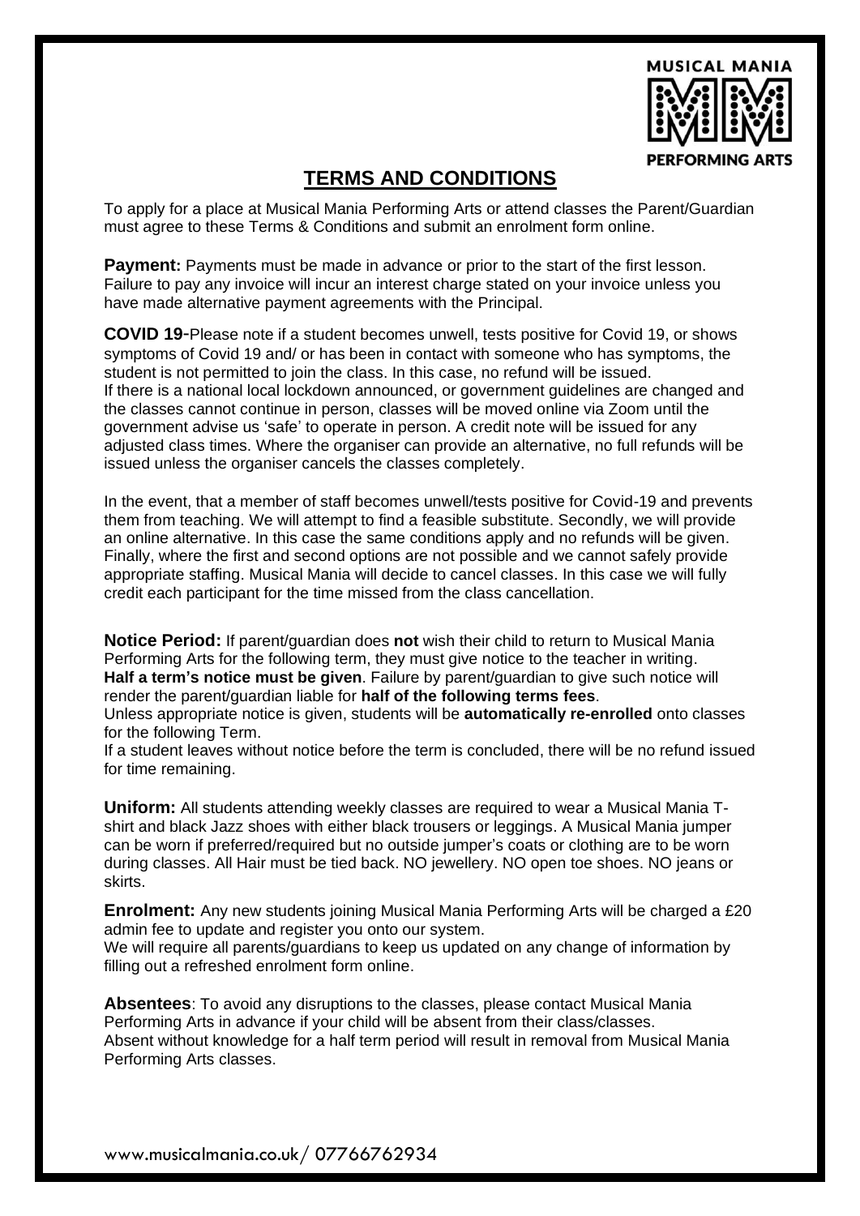MUSICAL MANIA

PERFORMING ARTS

## TERMS AND CONDITIONS

To apply for a place at Musical Mania Performing Arts or attend classes the Parent/Guardian must agree to these Terms & Conditions and submit an enrolment form online.

**Payment:** Payments must be made in advance or prior to the start of the first lesson. Failure to pay any invoice will incur an interest charge stated on your invoice unless you have made alternative payment agreements with the Principal.

**COVID 19**-Please note if a student becomes unwell, tests positive for Covid 19, or shows symptoms of Covid 19 and/ or has been in contact with someone who has symptoms, the student is not permitted to join the class. In this case, no refund will be issued. If there is a national local lockdown announced, or government guidelines are changed and the classes cannot continue in person, classes will be moved online via Zoom until the government advise us 'safe' to operate in person. A credit note will be issued for any adjusted class times. Where the organiser can provide an alternative, no full refunds will be issued unless the organiser cancels the classes completely.

In the event, that a member of staff becomes unwell/tests positive for Covid-19 and prevents them from teaching. We will attempt to find a feasible substitute. Secondly, we will provide an online alternative. In this case the same conditions apply and no refunds will be given. Finally, where the first and second options are not possible and we cannot safely provide appropriate staffing. Musical Mania will decide to cancel classes. In this case we will fully credit each participant for the time missed from the class cancellation.

**Notice Period:** If parent/guardian does **not** wish their child to return to Musical Mania Performing Arts for the following term, they must give notice to the teacher in writing. **Half a term's notice must be given**. Failure by parent/guardian to give such notice will render the parent/guardian liable for **half of the following terms fees**.
Unless appropriate notice is given, students will be **automatically re-enrolled** onto classes for the following Term.
If a student leaves without notice before the term is concluded, there will be no refund issued for time remaining.

**Uniform:** All students attending weekly classes are required to wear a Musical Mania T-shirt and black Jazz shoes with either black trousers or leggings. A Musical Mania jumper can be worn if preferred/required but no outside jumper's coats or clothing are to be worn during classes. All Hair must be tied back. NO jewellery. NO open toe shoes. NO jeans or skirts.

**Enrolment:** Any new students joining Musical Mania Performing Arts will be charged a £20 admin fee to update and register you onto our system.
We will require all parents/guardians to keep us updated on any change of information by filling out a refreshed enrolment form online.

**Absentees**: To avoid any disruptions to the classes, please contact Musical Mania Performing Arts in advance if your child will be absent from their class/classes.
Absent without knowledge for a half term period will result in removal from Musical Mania Performing Arts classes.

www.musicalmania.co.uk/ 07766762934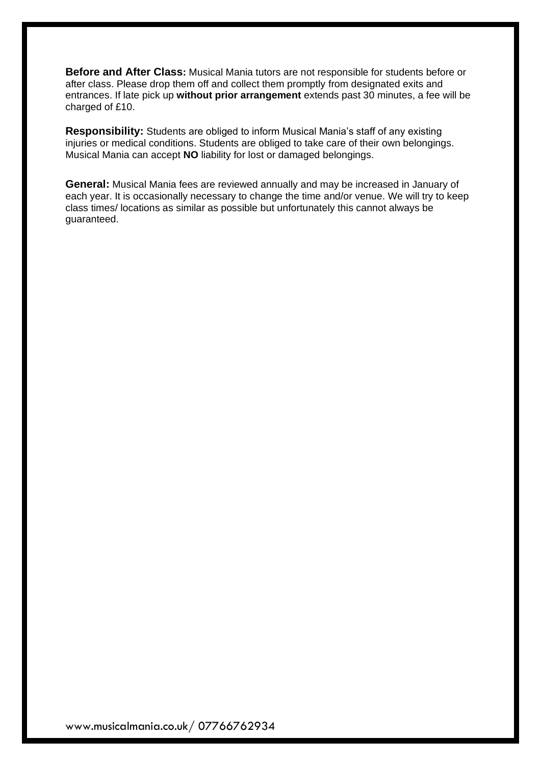**Before and After Class:** Musical Mania tutors are not responsible for students before or after class. Please drop them off and collect them promptly from designated exits and entrances. If late pick up **without prior arrangement** extends past 30 minutes, a fee will be charged of £10.

**Responsibility:** Students are obliged to inform Musical Mania's staff of any existing injuries or medical conditions. Students are obliged to take care of their own belongings. Musical Mania can accept **NO** liability for lost or damaged belongings.

**General:** Musical Mania fees are reviewed annually and may be increased in January of each year. It is occasionally necessary to change the time and/or venue. We will try to keep class times/ locations as similar as possible but unfortunately this cannot always be guaranteed.

www.musicalmania.co.uk/ 07766762934